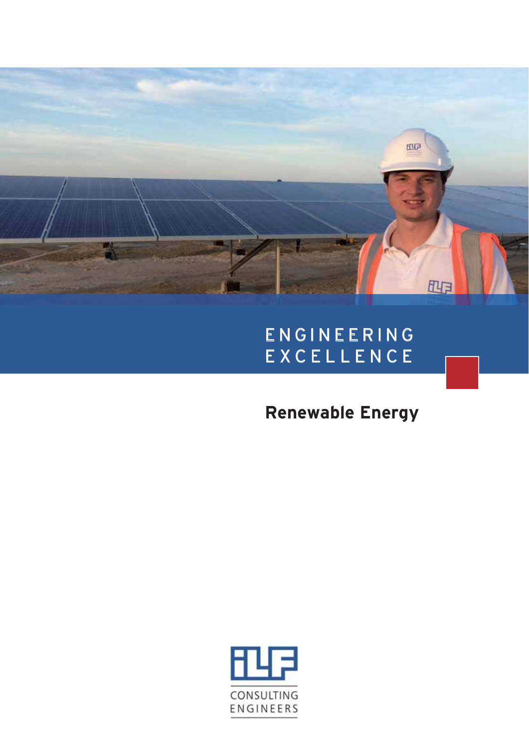ENGINEERING EXCELLENCE

# Renewable Energy

CONSULTING ENGINEERS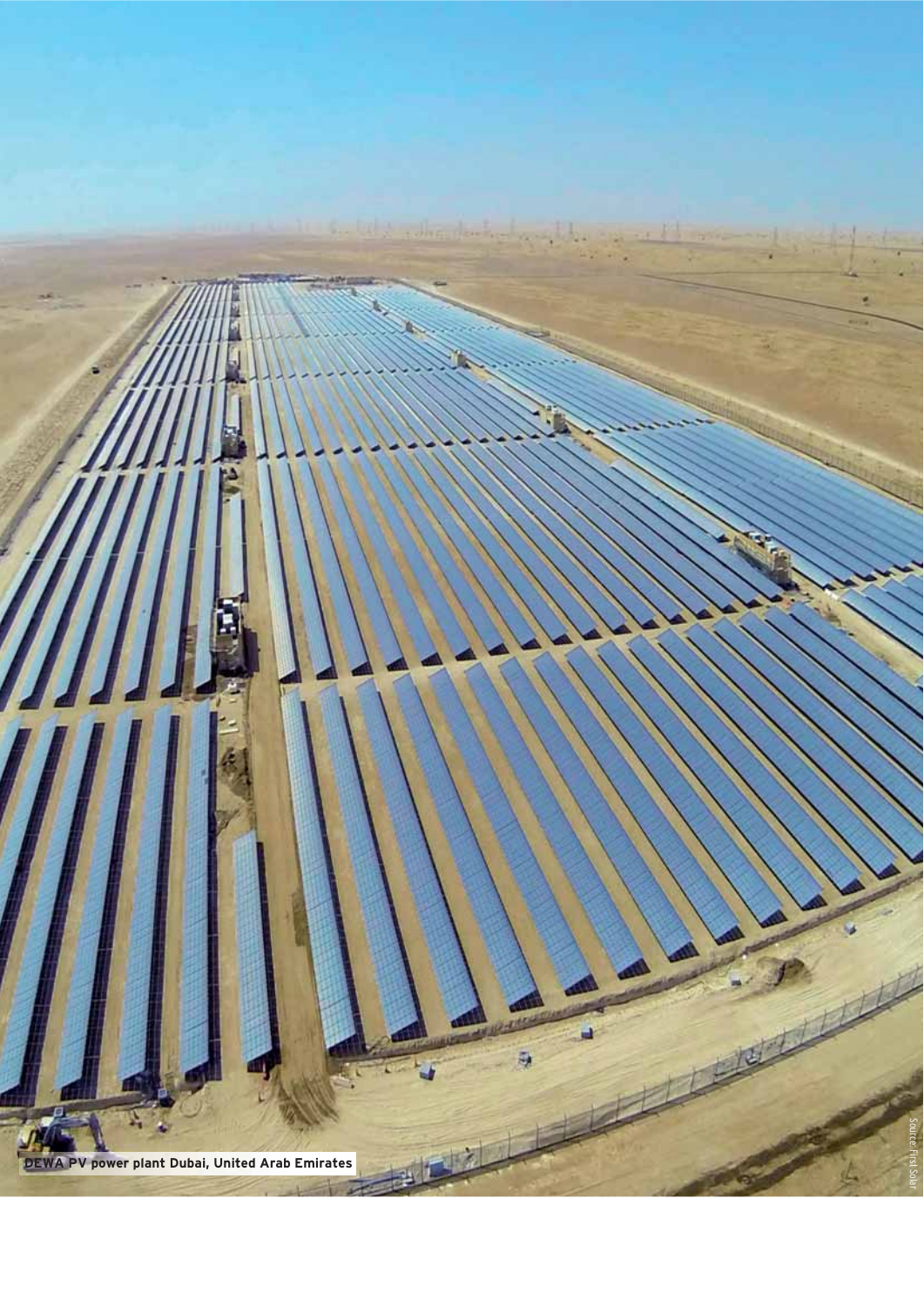DEWA PV power plant Dubai, United Arab Emirates

Source: First Solar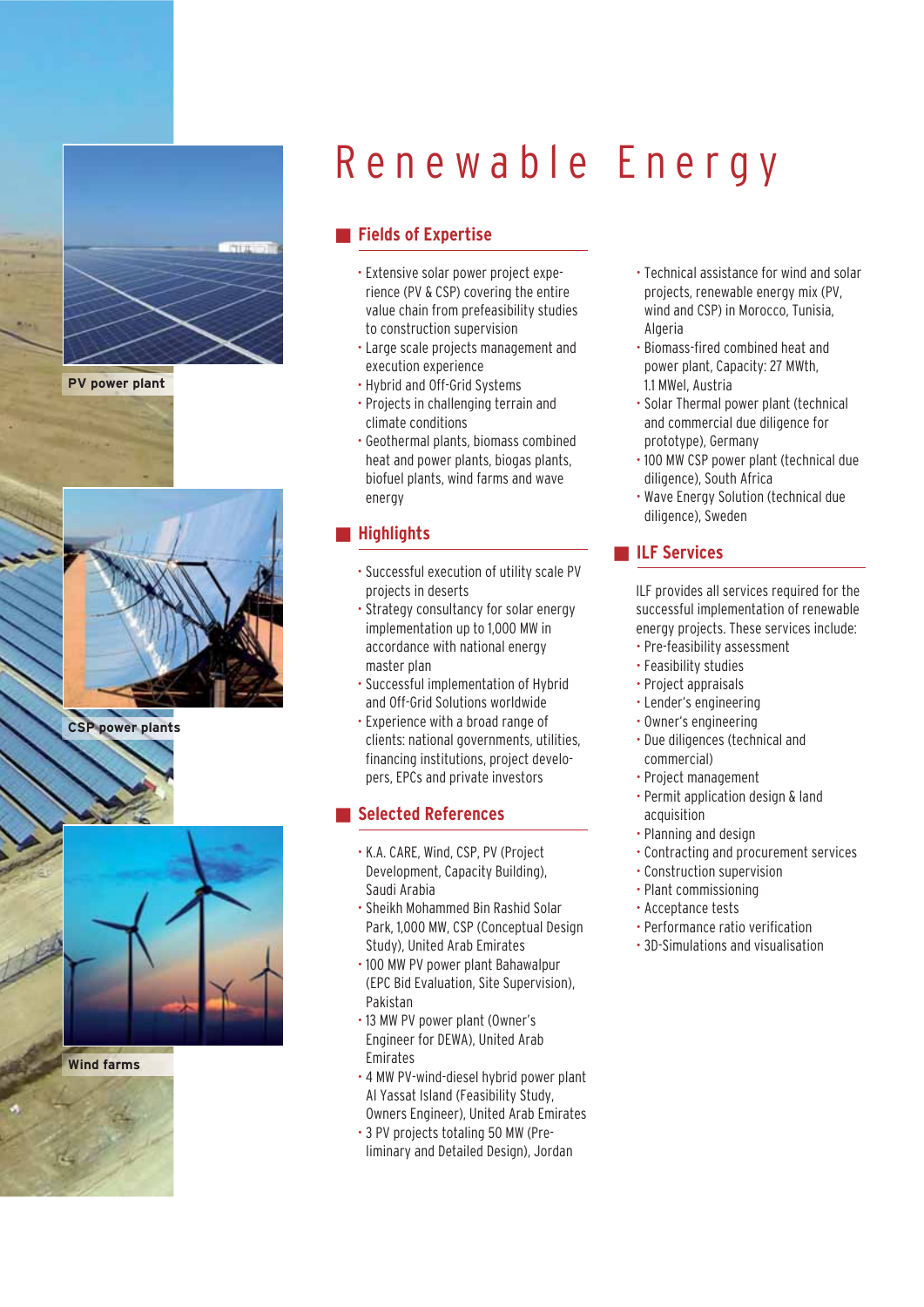# Renewable Energy

PV power plant

CSP power plants

Wind farms

## Fields of Expertise

- Extensive solar power project experience (PV & CSP) covering the entire value chain from prefeasibility studies to construction supervision
- Large scale projects management and execution experience
- Hybrid and Off-Grid Systems
- Projects in challenging terrain and climate conditions
- Geothermal plants, biomass combined heat and power plants, biogas plants, biofuel plants, wind farms and wave energy

## Highlights

- Successful execution of utility scale PV projects in deserts
- Strategy consultancy for solar energy implementation up to 1,000 MW in accordance with national energy master plan
- Successful implementation of Hybrid and Off-Grid Solutions worldwide
- Experience with a broad range of clients: national governments, utilities, financing institutions, project developers, EPCs and private investors

## Selected References

- K.A. CARE, Wind, CSP, PV (Project Development, Capacity Building), Saudi Arabia
- Sheikh Mohammed Bin Rashid Solar Park, 1,000 MW, CSP (Conceptual Design Study), United Arab Emirates
- 100 MW PV power plant Bahawalpur (EPC Bid Evaluation, Site Supervision), Pakistan
- 13 MW PV power plant (Owner's Engineer for DEWA), United Arab Emirates
- 4 MW PV-wind-diesel hybrid power plant Al Yassat Island (Feasibility Study, Owners Engineer), United Arab Emirates
- 3 PV projects totaling 50 MW (Preliminary and Detailed Design), Jordan
- Technical assistance for wind and solar projects, renewable energy mix (PV, wind and CSP) in Morocco, Tunisia, Algeria
- Biomass-fired combined heat and power plant, Capacity: 27 MWth, 1.1 MWel, Austria
- Solar Thermal power plant (technical and commercial due diligence for prototype), Germany
- 100 MW CSP power plant (technical due diligence), South Africa
- Wave Energy Solution (technical due diligence), Sweden

## ILF Services

ILF provides all services required for the successful implementation of renewable energy projects. These services include:

- Pre-feasibility assessment
- Feasibility studies
- Project appraisals
- Lender's engineering
- Owner's engineering
- Due diligences (technical and commercial)
- Project management
- Permit application design & land acquisition
- Planning and design
- Contracting and procurement services
- Construction supervision
- Plant commissioning
- Acceptance tests
- Performance ratio verification
- 3D-Simulations and visualisation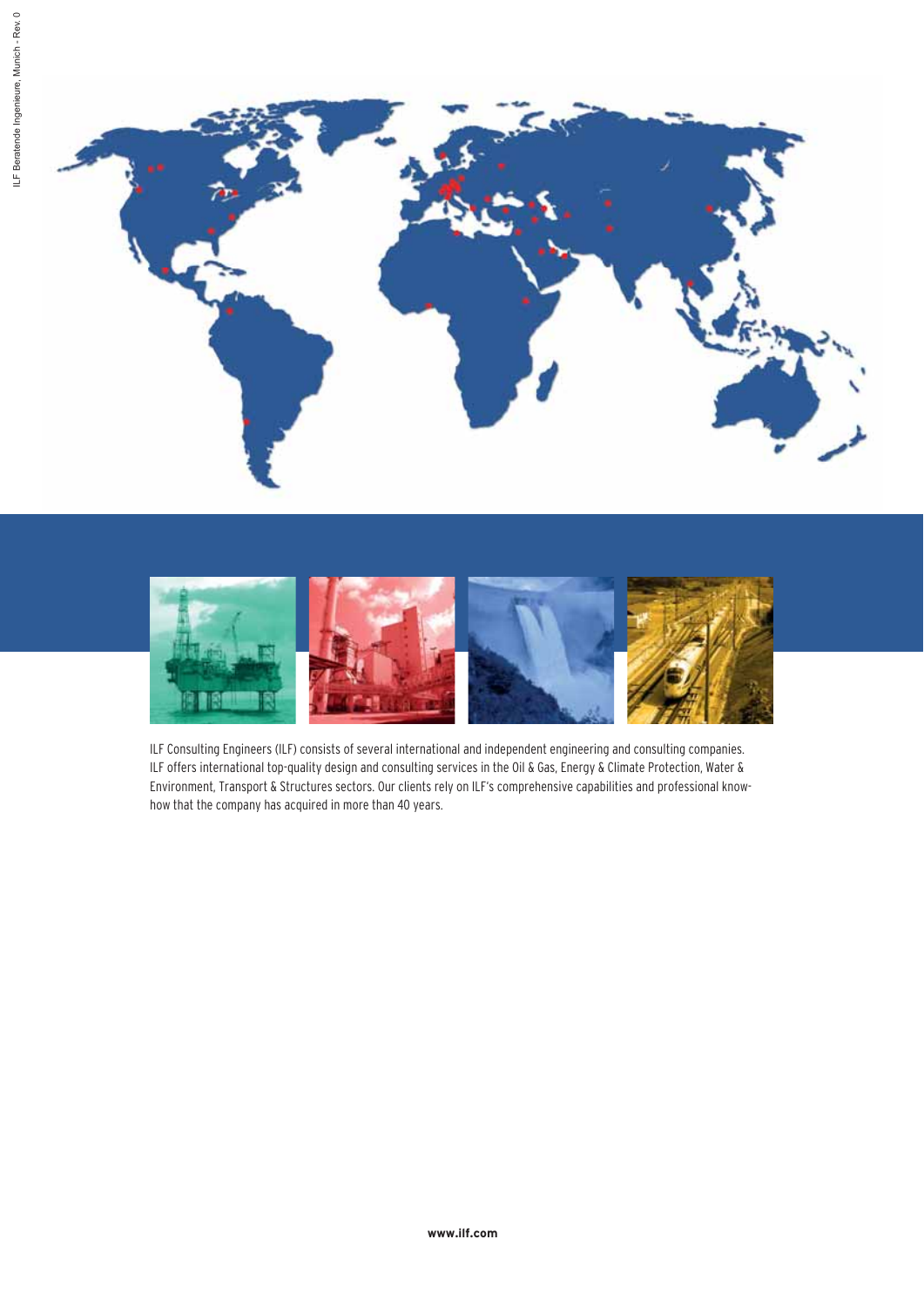ILF Consulting Engineers (ILF) consists of several international and independent engineering and consulting companies. ILF offers international top-quality design and consulting services in the Oil & Gas, Energy & Climate Protection, Water & Environment, Transport & Structures sectors. Our clients rely on ILF's comprehensive capabilities and professional know-how that the company has acquired in more than 40 years.

**www.ilf.com**